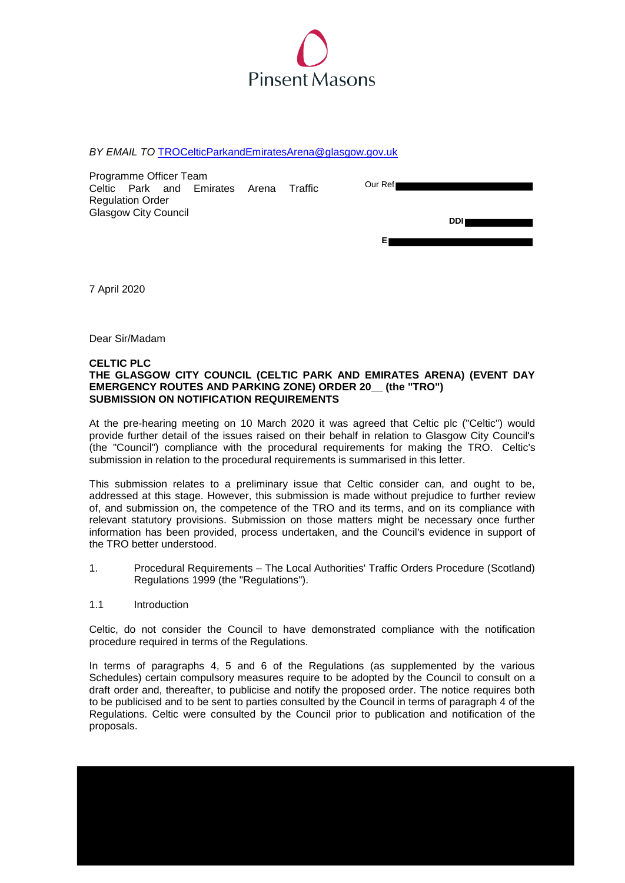Pinsent Masons

*BY EMAIL TO* TROCelticParkandEmiratesArena@glasgow.gov.uk

Programme Officer Team
Celtic Park and Emirates Arena Traffic Regulation Order
Glasgow City Council

Our Ref

DDI

E

7 April 2020

Dear Sir/Madam

**CELTIC PLC**
**THE GLASGOW CITY COUNCIL (CELTIC PARK AND EMIRATES ARENA) (EVENT DAY EMERGENCY ROUTES AND PARKING ZONE) ORDER 20__ (the "TRO")**
**SUBMISSION ON NOTIFICATION REQUIREMENTS**

At the pre-hearing meeting on 10 March 2020 it was agreed that Celtic plc ("Celtic") would provide further detail of the issues raised on their behalf in relation to Glasgow City Council's (the "Council") compliance with the procedural requirements for making the TRO. Celtic's submission in relation to the procedural requirements is summarised in this letter.

This submission relates to a preliminary issue that Celtic consider can, and ought to be, addressed at this stage. However, this submission is made without prejudice to further review of, and submission on, the competence of the TRO and its terms, and on its compliance with relevant statutory provisions. Submission on those matters might be necessary once further information has been provided, process undertaken, and the Council's evidence in support of the TRO better understood.

1. Procedural Requirements – The Local Authorities' Traffic Orders Procedure (Scotland) Regulations 1999 (the "Regulations").

1.1 Introduction

Celtic, do not consider the Council to have demonstrated compliance with the notification procedure required in terms of the Regulations.

In terms of paragraphs 4, 5 and 6 of the Regulations (as supplemented by the various Schedules) certain compulsory measures require to be adopted by the Council to consult on a draft order and, thereafter, to publicise and notify the proposed order. The notice requires both to be publicised and to be sent to parties consulted by the Council in terms of paragraph 4 of the Regulations. Celtic were consulted by the Council prior to publication and notification of the proposals.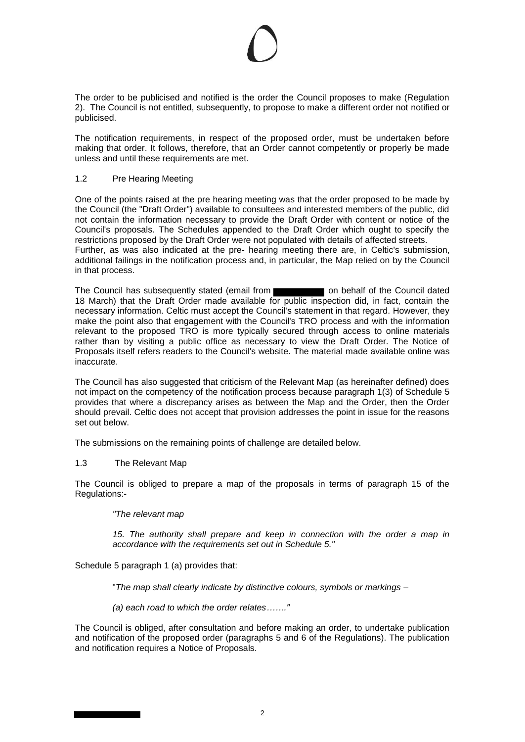The order to be publicised and notified is the order the Council proposes to make (Regulation 2). The Council is not entitled, subsequently, to propose to make a different order not notified or publicised.

The notification requirements, in respect of the proposed order, must be undertaken before making that order. It follows, therefore, that an Order cannot competently or properly be made unless and until these requirements are met.

1.2 Pre Hearing Meeting

One of the points raised at the pre hearing meeting was that the order proposed to be made by the Council (the "Draft Order") available to consultees and interested members of the public, did not contain the information necessary to provide the Draft Order with content or notice of the Council's proposals. The Schedules appended to the Draft Order which ought to specify the restrictions proposed by the Draft Order were not populated with details of affected streets.
Further, as was also indicated at the pre- hearing meeting there are, in Celtic's submission, additional failings in the notification process and, in particular, the Map relied on by the Council in that process.

The Council has subsequently stated (email from ██████ on behalf of the Council dated 18 March) that the Draft Order made available for public inspection did, in fact, contain the necessary information. Celtic must accept the Council's statement in that regard. However, they make the point also that engagement with the Council's TRO process and with the information relevant to the proposed TRO is more typically secured through access to online materials rather than by visiting a public office as necessary to view the Draft Order. The Notice of Proposals itself refers readers to the Council's website. The material made available online was inaccurate.

The Council has also suggested that criticism of the Relevant Map (as hereinafter defined) does not impact on the competency of the notification process because paragraph 1(3) of Schedule 5 provides that where a discrepancy arises as between the Map and the Order, then the Order should prevail. Celtic does not accept that provision addresses the point in issue for the reasons set out below.

The submissions on the remaining points of challenge are detailed below.

1.3 The Relevant Map

The Council is obliged to prepare a map of the proposals in terms of paragraph 15 of the Regulations:-

> *"The relevant map*
>
> *15. The authority shall prepare and keep in connection with the order a map in accordance with the requirements set out in Schedule 5."*

Schedule 5 paragraph 1 (a) provides that:

> "*The map shall clearly indicate by distinctive colours, symbols or markings –*
>
> *(a) each road to which the order relates……."*

The Council is obliged, after consultation and before making an order, to undertake publication and notification of the proposed order (paragraphs 5 and 6 of the Regulations). The publication and notification requires a Notice of Proposals.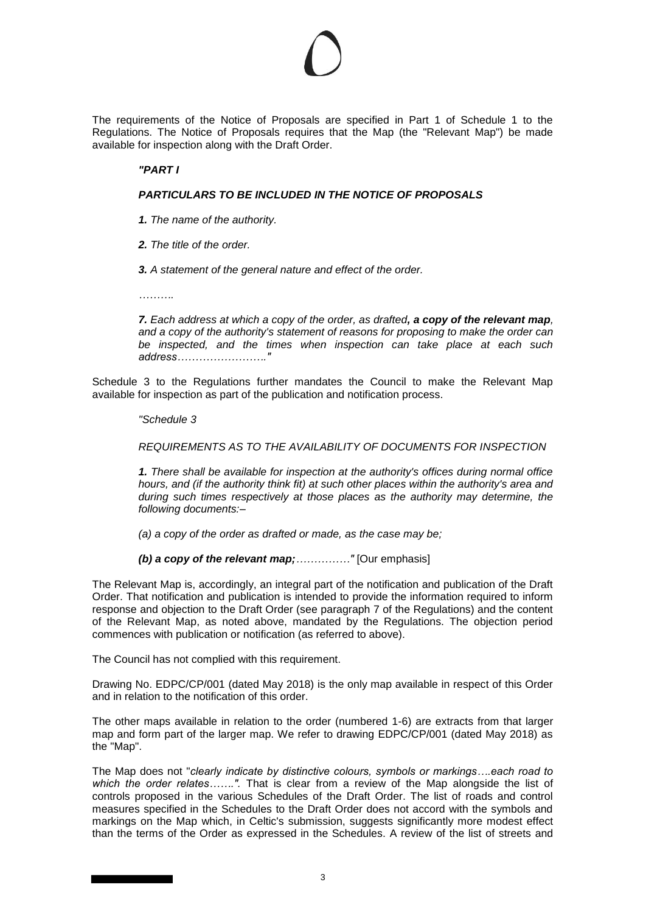The requirements of the Notice of Proposals are specified in Part 1 of Schedule 1 to the Regulations. The Notice of Proposals requires that the Map (the "Relevant Map") be made available for inspection along with the Draft Order.

> ***"PART I***
>
> ***PARTICULARS TO BE INCLUDED IN THE NOTICE OF PROPOSALS***
>
> ***1.*** *The name of the authority.*
>
> ***2.*** *The title of the order.*
>
> ***3.*** *A statement of the general nature and effect of the order.*
>
> *……….*
>
> ***7.*** *Each address at which a copy of the order, as drafted**, a copy of the relevant map**, and a copy of the authority's statement of reasons for proposing to make the order can be inspected, and the times when inspection can take place at each such address…………………….."*

Schedule 3 to the Regulations further mandates the Council to make the Relevant Map available for inspection as part of the publication and notification process.

> *"Schedule 3*
>
> *REQUIREMENTS AS TO THE AVAILABILITY OF DOCUMENTS FOR INSPECTION*
>
> ***1.*** *There shall be available for inspection at the authority's offices during normal office hours, and (if the authority think fit) at such other places within the authority's area and during such times respectively at those places as the authority may determine, the following documents:–*
>
> *(a) a copy of the order as drafted or made, as the case may be;*
>
> ***(b) a copy of the relevant map;****……………"* [Our emphasis]

The Relevant Map is, accordingly, an integral part of the notification and publication of the Draft Order. That notification and publication is intended to provide the information required to inform response and objection to the Draft Order (see paragraph 7 of the Regulations) and the content of the Relevant Map, as noted above, mandated by the Regulations. The objection period commences with publication or notification (as referred to above).

The Council has not complied with this requirement.

Drawing No. EDPC/CP/001 (dated May 2018) is the only map available in respect of this Order and in relation to the notification of this order.

The other maps available in relation to the order (numbered 1-6) are extracts from that larger map and form part of the larger map. We refer to drawing EDPC/CP/001 (dated May 2018) as the "Map".

The Map does not "*clearly indicate by distinctive colours, symbols or markings….each road to which the order relates…….".* That is clear from a review of the Map alongside the list of controls proposed in the various Schedules of the Draft Order. The list of roads and control measures specified in the Schedules to the Draft Order does not accord with the symbols and markings on the Map which, in Celtic's submission, suggests significantly more modest effect than the terms of the Order as expressed in the Schedules. A review of the list of streets and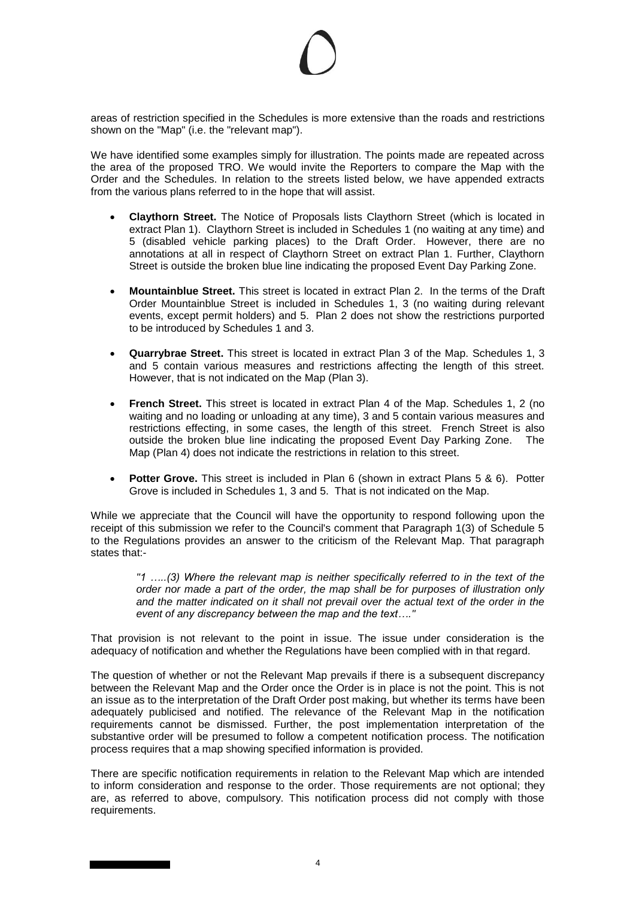areas of restriction specified in the Schedules is more extensive than the roads and restrictions shown on the "Map" (i.e. the "relevant map").

We have identified some examples simply for illustration. The points made are repeated across the area of the proposed TRO. We would invite the Reporters to compare the Map with the Order and the Schedules. In relation to the streets listed below, we have appended extracts from the various plans referred to in the hope that will assist.

- **Claythorn Street.** The Notice of Proposals lists Claythorn Street (which is located in extract Plan 1). Claythorn Street is included in Schedules 1 (no waiting at any time) and 5 (disabled vehicle parking places) to the Draft Order. However, there are no annotations at all in respect of Claythorn Street on extract Plan 1. Further, Claythorn Street is outside the broken blue line indicating the proposed Event Day Parking Zone.
- **Mountainblue Street.** This street is located in extract Plan 2. In the terms of the Draft Order Mountainblue Street is included in Schedules 1, 3 (no waiting during relevant events, except permit holders) and 5. Plan 2 does not show the restrictions purported to be introduced by Schedules 1 and 3.
- **Quarrybrae Street.** This street is located in extract Plan 3 of the Map. Schedules 1, 3 and 5 contain various measures and restrictions affecting the length of this street. However, that is not indicated on the Map (Plan 3).
- **French Street.** This street is located in extract Plan 4 of the Map. Schedules 1, 2 (no waiting and no loading or unloading at any time), 3 and 5 contain various measures and restrictions effecting, in some cases, the length of this street. French Street is also outside the broken blue line indicating the proposed Event Day Parking Zone. The Map (Plan 4) does not indicate the restrictions in relation to this street.
- **Potter Grove.** This street is included in Plan 6 (shown in extract Plans 5 & 6). Potter Grove is included in Schedules 1, 3 and 5. That is not indicated on the Map.

While we appreciate that the Council will have the opportunity to respond following upon the receipt of this submission we refer to the Council's comment that Paragraph 1(3) of Schedule 5 to the Regulations provides an answer to the criticism of the Relevant Map. That paragraph states that:-

> *"1 …..(3) Where the relevant map is neither specifically referred to in the text of the order nor made a part of the order, the map shall be for purposes of illustration only and the matter indicated on it shall not prevail over the actual text of the order in the event of any discrepancy between the map and the text…."*

That provision is not relevant to the point in issue. The issue under consideration is the adequacy of notification and whether the Regulations have been complied with in that regard.

The question of whether or not the Relevant Map prevails if there is a subsequent discrepancy between the Relevant Map and the Order once the Order is in place is not the point. This is not an issue as to the interpretation of the Draft Order post making, but whether its terms have been adequately publicised and notified. The relevance of the Relevant Map in the notification requirements cannot be dismissed. Further, the post implementation interpretation of the substantive order will be presumed to follow a competent notification process. The notification process requires that a map showing specified information is provided.

There are specific notification requirements in relation to the Relevant Map which are intended to inform consideration and response to the order. Those requirements are not optional; they are, as referred to above, compulsory. This notification process did not comply with those requirements.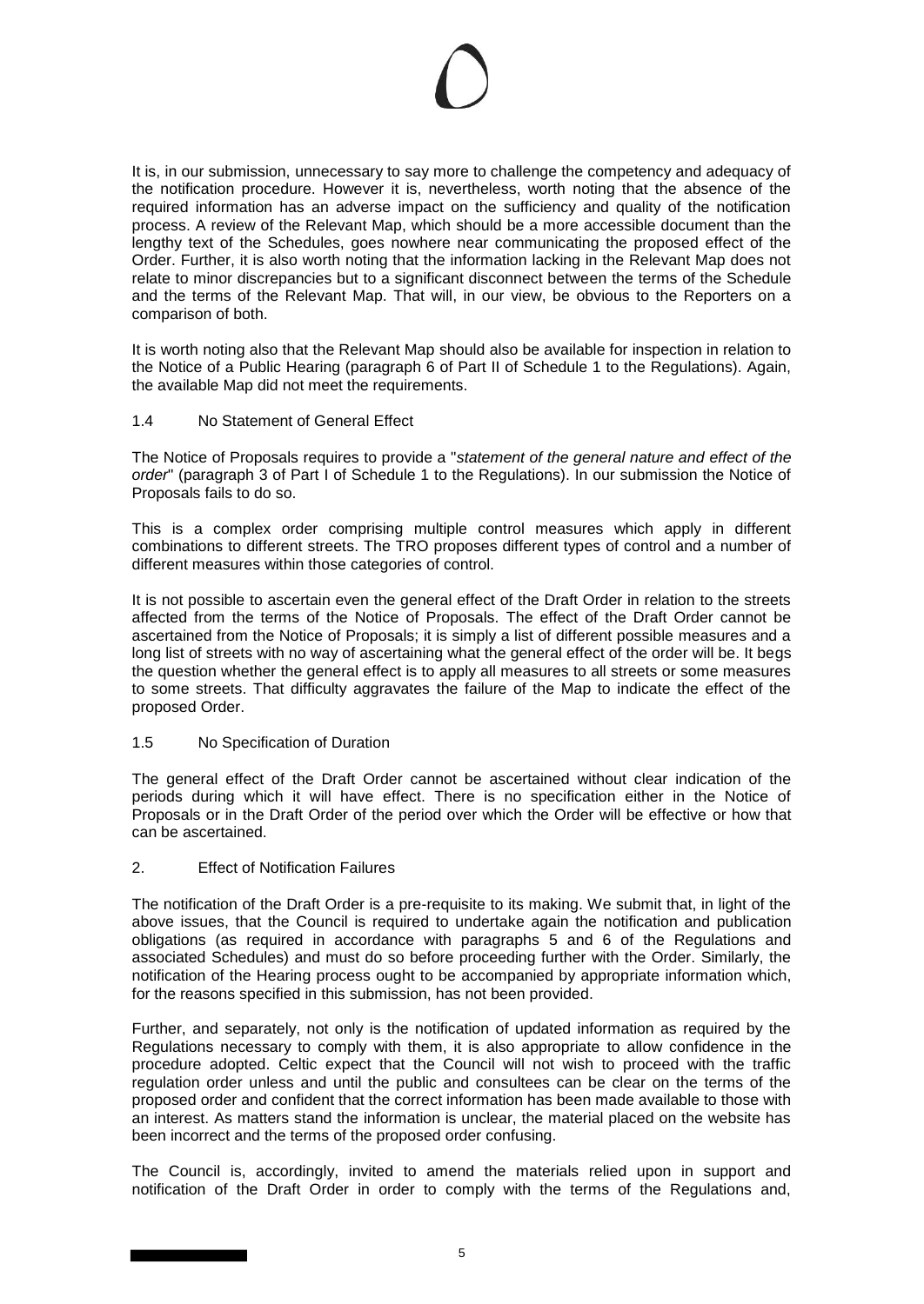It is, in our submission, unnecessary to say more to challenge the competency and adequacy of the notification procedure. However it is, nevertheless, worth noting that the absence of the required information has an adverse impact on the sufficiency and quality of the notification process. A review of the Relevant Map, which should be a more accessible document than the lengthy text of the Schedules, goes nowhere near communicating the proposed effect of the Order. Further, it is also worth noting that the information lacking in the Relevant Map does not relate to minor discrepancies but to a significant disconnect between the terms of the Schedule and the terms of the Relevant Map. That will, in our view, be obvious to the Reporters on a comparison of both.

It is worth noting also that the Relevant Map should also be available for inspection in relation to the Notice of a Public Hearing (paragraph 6 of Part II of Schedule 1 to the Regulations). Again, the available Map did not meet the requirements.

### 1.4 No Statement of General Effect

The Notice of Proposals requires to provide a "*statement of the general nature and effect of the order*" (paragraph 3 of Part I of Schedule 1 to the Regulations). In our submission the Notice of Proposals fails to do so.

This is a complex order comprising multiple control measures which apply in different combinations to different streets. The TRO proposes different types of control and a number of different measures within those categories of control.

It is not possible to ascertain even the general effect of the Draft Order in relation to the streets affected from the terms of the Notice of Proposals. The effect of the Draft Order cannot be ascertained from the Notice of Proposals; it is simply a list of different possible measures and a long list of streets with no way of ascertaining what the general effect of the order will be. It begs the question whether the general effect is to apply all measures to all streets or some measures to some streets. That difficulty aggravates the failure of the Map to indicate the effect of the proposed Order.

### 1.5 No Specification of Duration

The general effect of the Draft Order cannot be ascertained without clear indication of the periods during which it will have effect. There is no specification either in the Notice of Proposals or in the Draft Order of the period over which the Order will be effective or how that can be ascertained.

## 2. Effect of Notification Failures

The notification of the Draft Order is a pre-requisite to its making. We submit that, in light of the above issues, that the Council is required to undertake again the notification and publication obligations (as required in accordance with paragraphs 5 and 6 of the Regulations and associated Schedules) and must do so before proceeding further with the Order. Similarly, the notification of the Hearing process ought to be accompanied by appropriate information which, for the reasons specified in this submission, has not been provided.

Further, and separately, not only is the notification of updated information as required by the Regulations necessary to comply with them, it is also appropriate to allow confidence in the procedure adopted. Celtic expect that the Council will not wish to proceed with the traffic regulation order unless and until the public and consultees can be clear on the terms of the proposed order and confident that the correct information has been made available to those with an interest. As matters stand the information is unclear, the material placed on the website has been incorrect and the terms of the proposed order confusing.

The Council is, accordingly, invited to amend the materials relied upon in support and notification of the Draft Order in order to comply with the terms of the Regulations and,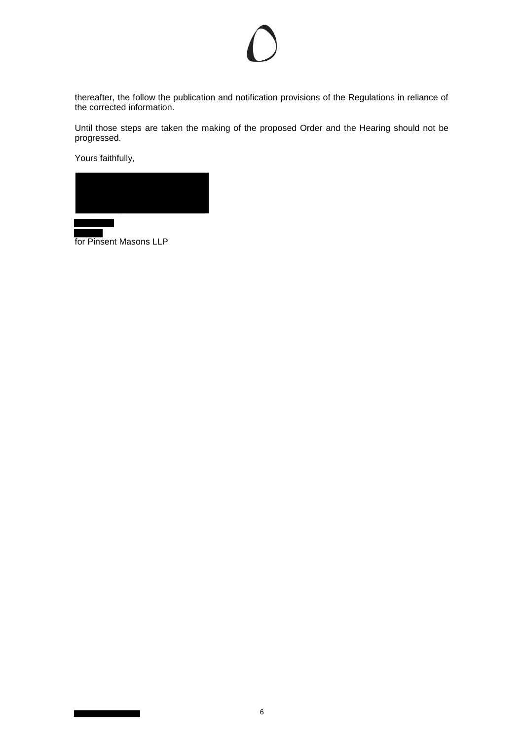thereafter, the follow the publication and notification provisions of the Regulations in reliance of the corrected information.

Until those steps are taken the making of the proposed Order and the Hearing should not be progressed.

Yours faithfully,

for Pinsent Masons LLP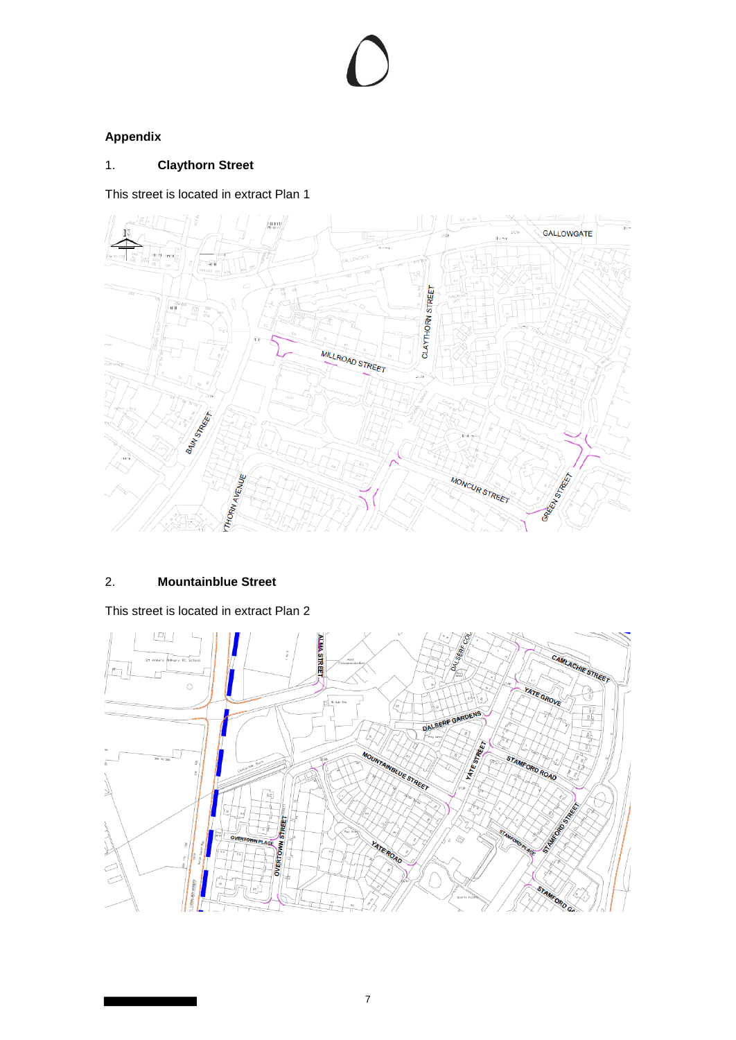## Appendix

### 1. Claythorn Street

This street is located in extract Plan 1

### 2. Mountainblue Street

This street is located in extract Plan 2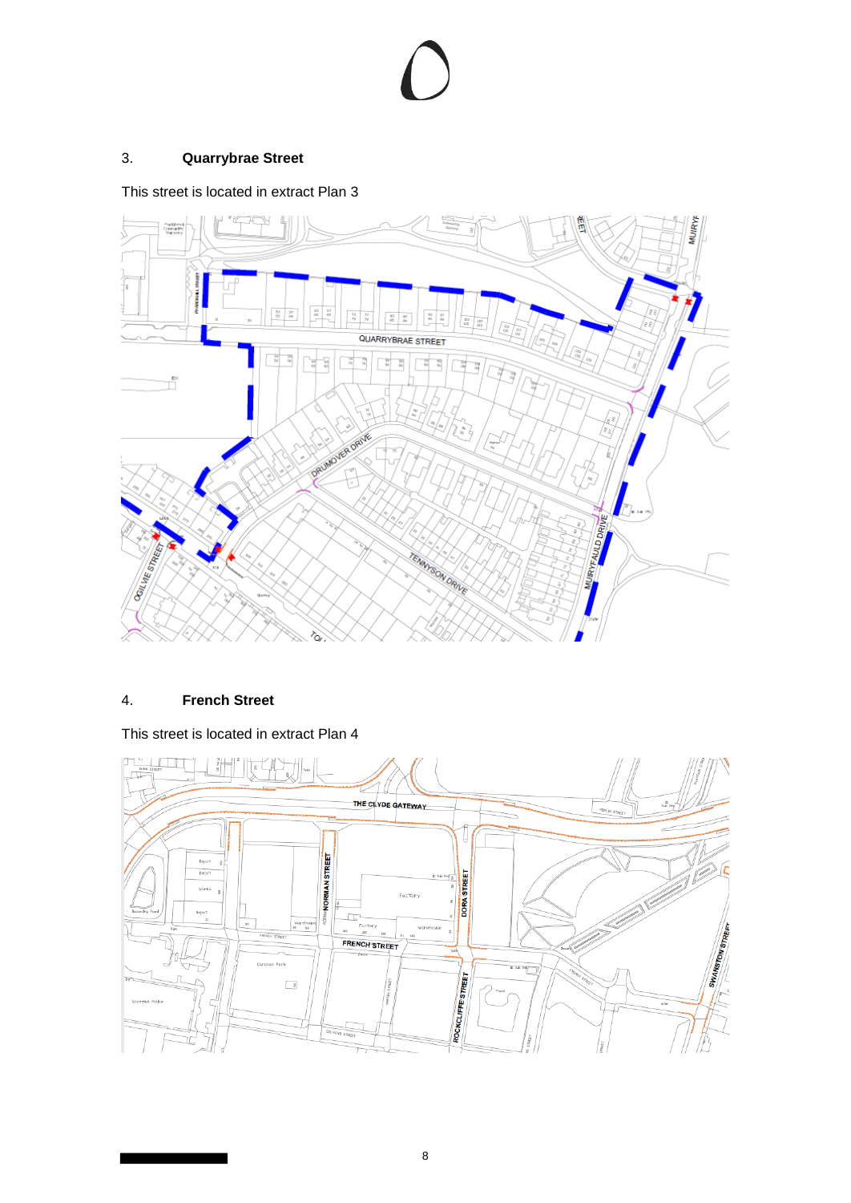3. **Quarrybrae Street**

This street is located in extract Plan 3

4. **French Street**

This street is located in extract Plan 4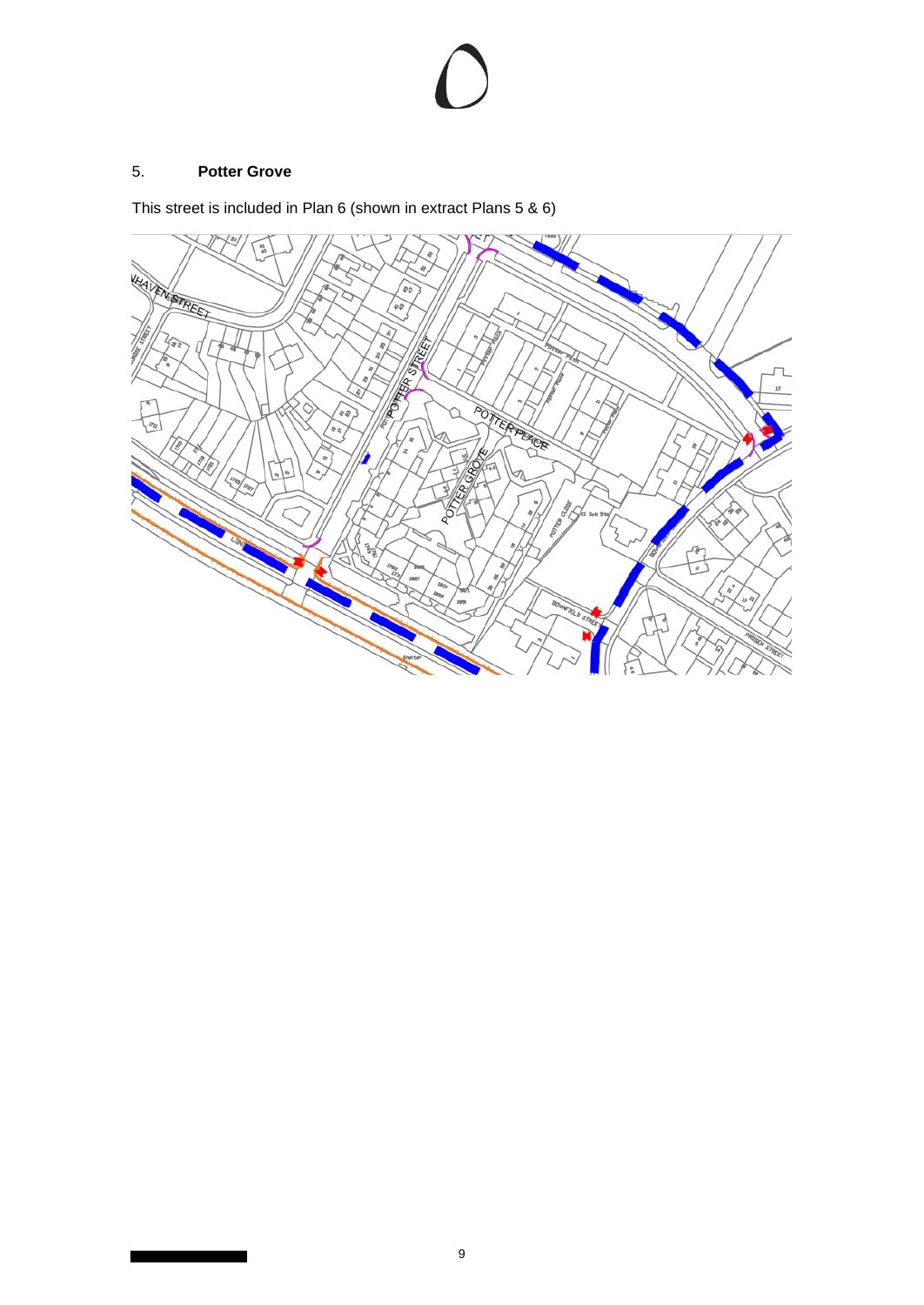## 5. Potter Grove

This street is included in Plan 6 (shown in extract Plans 5 & 6)